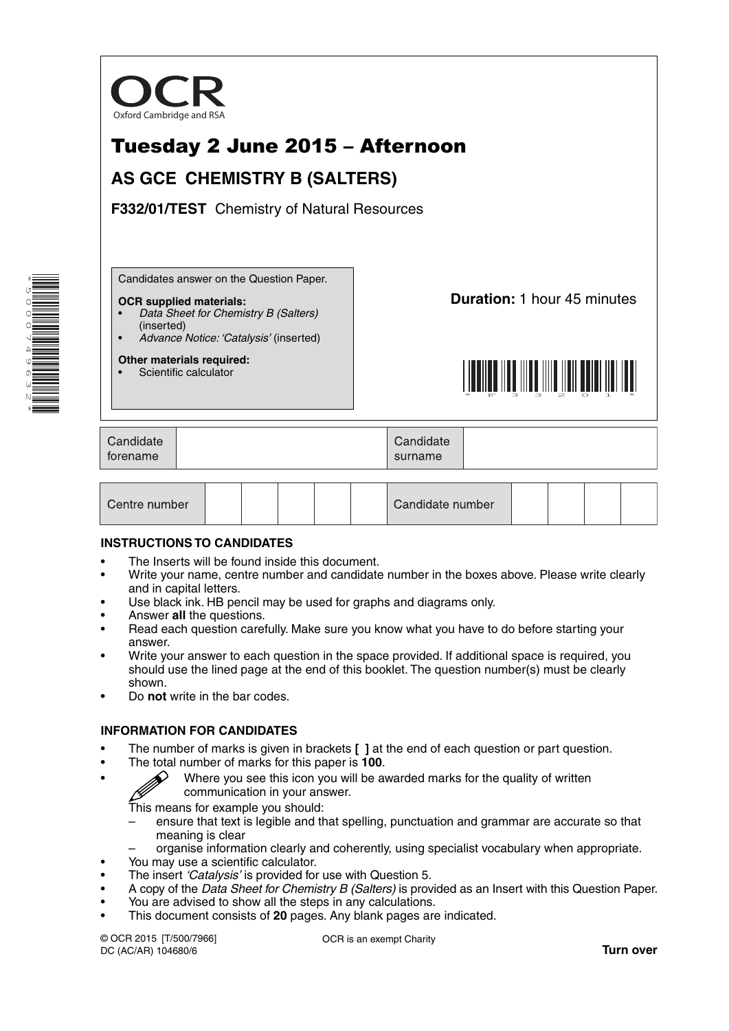OCR
Oxford Cambridge and RSA

# Tuesday 2 June 2015 – Afternoon

## AS GCE CHEMISTRY B (SALTERS)

**F332/01/TEST** Chemistry of Natural Resources

Candidates answer on the Question Paper.

**OCR supplied materials:**
- *Data Sheet for Chemistry B (Salters)* (inserted)
- *Advance Notice: 'Catalysis'* (inserted)

**Other materials required:**
- Scientific calculator

**Duration:** 1 hour 45 minutes

| Candidate forename | | Candidate surname | |
|---|---|---|---|

| Centre number | | | | | | Candidate number | | | | |
|---|---|---|---|---|---|---|---|---|---|---|

### INSTRUCTIONS TO CANDIDATES

- The Inserts will be found inside this document.
- Write your name, centre number and candidate number in the boxes above. Please write clearly and in capital letters.
- Use black ink. HB pencil may be used for graphs and diagrams only.
- Answer **all** the questions.
- Read each question carefully. Make sure you know what you have to do before starting your answer.
- Write your answer to each question in the space provided. If additional space is required, you should use the lined page at the end of this booklet. The question number(s) must be clearly shown.
- Do **not** write in the bar codes.

### INFORMATION FOR CANDIDATES

- The number of marks is given in brackets **[ ]** at the end of each question or part question.
- The total number of marks for this paper is **100**.
- Where you see this icon you will be awarded marks for the quality of written communication in your answer.

  This means for example you should:
  - ensure that text is legible and that spelling, punctuation and grammar are accurate so that meaning is clear
  - organise information clearly and coherently, using specialist vocabulary when appropriate.
- You may use a scientific calculator.
- The insert *'Catalysis'* is provided for use with Question 5.
- A copy of the *Data Sheet for Chemistry B (Salters)* is provided as an Insert with this Question Paper.
- You are advised to show all the steps in any calculations.
- This document consists of **20** pages. Any blank pages are indicated.

© OCR 2015 [T/500/7966]
DC (AC/AR) 104680/6

OCR is an exempt Charity

**Turn over**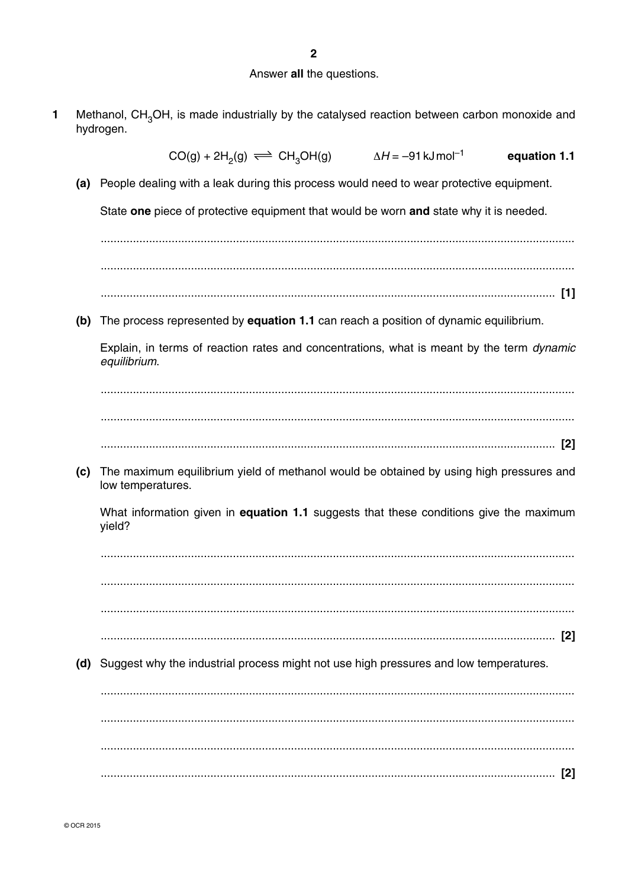Answer **all** the questions.

**1** Methanol, $CH_3OH$, is made industrially by the catalysed reaction between carbon monoxide and hydrogen.

$$CO(g) + 2H_2(g) \rightleftharpoons CH_3OH(g) \qquad \Delta H = -91\,\text{kJ}\,\text{mol}^{-1} \qquad \textbf{equation 1.1}$$

**(a)** People dealing with a leak during this process would need to wear protective equipment.

State **one** piece of protective equipment that would be worn **and** state why it is needed.

.................................................................................................................................................

.................................................................................................................................................

........................................................................................................................................... **[1]**

**(b)** The process represented by **equation 1.1** can reach a position of dynamic equilibrium.

Explain, in terms of reaction rates and concentrations, what is meant by the term *dynamic equilibrium*.

.................................................................................................................................................

.................................................................................................................................................

........................................................................................................................................... **[2]**

**(c)** The maximum equilibrium yield of methanol would be obtained by using high pressures and low temperatures.

What information given in **equation 1.1** suggests that these conditions give the maximum yield?

.................................................................................................................................................

.................................................................................................................................................

.................................................................................................................................................

........................................................................................................................................... **[2]**

**(d)** Suggest why the industrial process might not use high pressures and low temperatures.

.................................................................................................................................................

.................................................................................................................................................

.................................................................................................................................................

........................................................................................................................................... **[2]**

© OCR 2015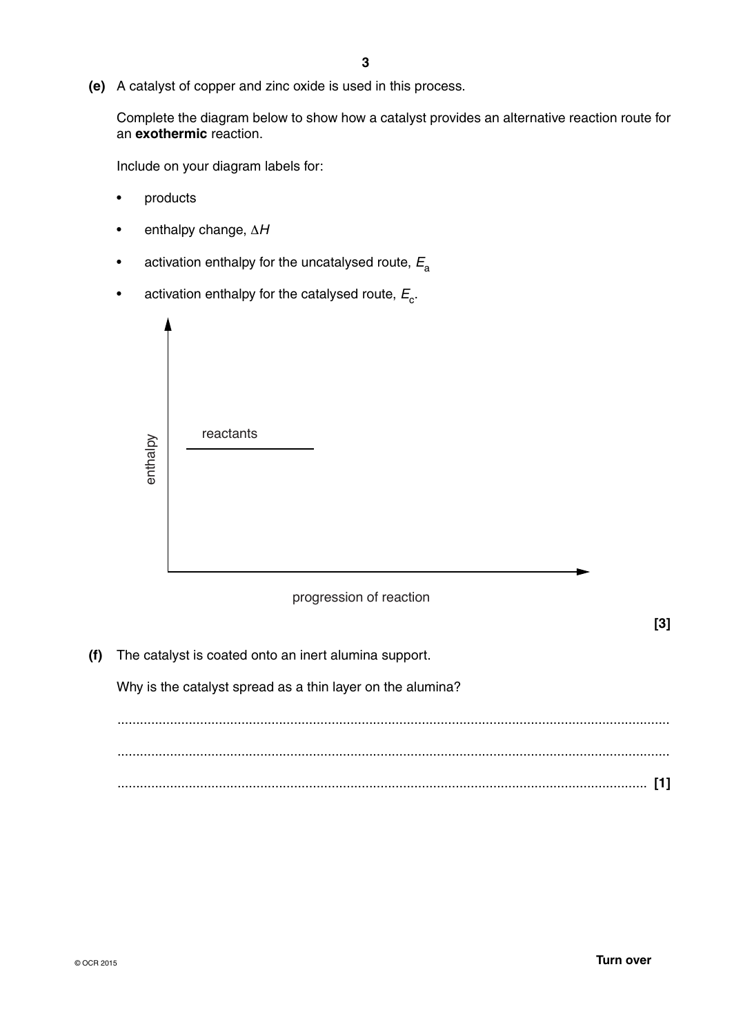**(e)** A catalyst of copper and zinc oxide is used in this process.

Complete the diagram below to show how a catalyst provides an alternative reaction route for an **exothermic** reaction.

Include on your diagram labels for:

- products
- enthalpy change, $\Delta H$
- activation enthalpy for the uncatalysed route, $E_a$
- activation enthalpy for the catalysed route, $E_c$.

enthalpy

reactants

progression of reaction

**[3]**

**(f)** The catalyst is coated onto an inert alumina support.

Why is the catalyst spread as a thin layer on the alumina?

..........................................................................................................................................

..........................................................................................................................................

.................................................................................................................................... **[1]**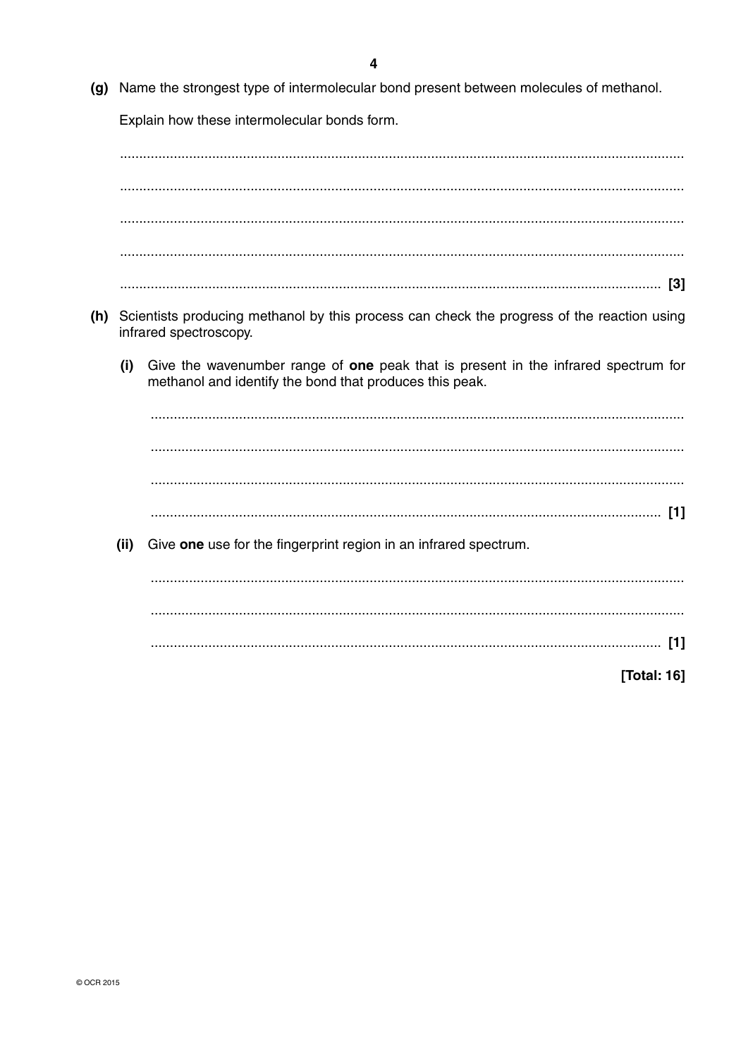**(g)** Name the strongest type of intermolecular bond present between molecules of methanol.

Explain how these intermolecular bonds form.

...................................................................................................................................................

...................................................................................................................................................

...................................................................................................................................................

...................................................................................................................................................

............................................................................................................................................. [3]

**(h)** Scientists producing methanol by this process can check the progress of the reaction using infrared spectroscopy.

**(i)** Give the wavenumber range of **one** peak that is present in the infrared spectrum for methanol and identify the bond that produces this peak.

...................................................................................................................................................

...................................................................................................................................................

...................................................................................................................................................

............................................................................................................................................. [1]

**(ii)** Give **one** use for the fingerprint region in an infrared spectrum.

...................................................................................................................................................

...................................................................................................................................................

............................................................................................................................................. [1]

**[Total: 16]**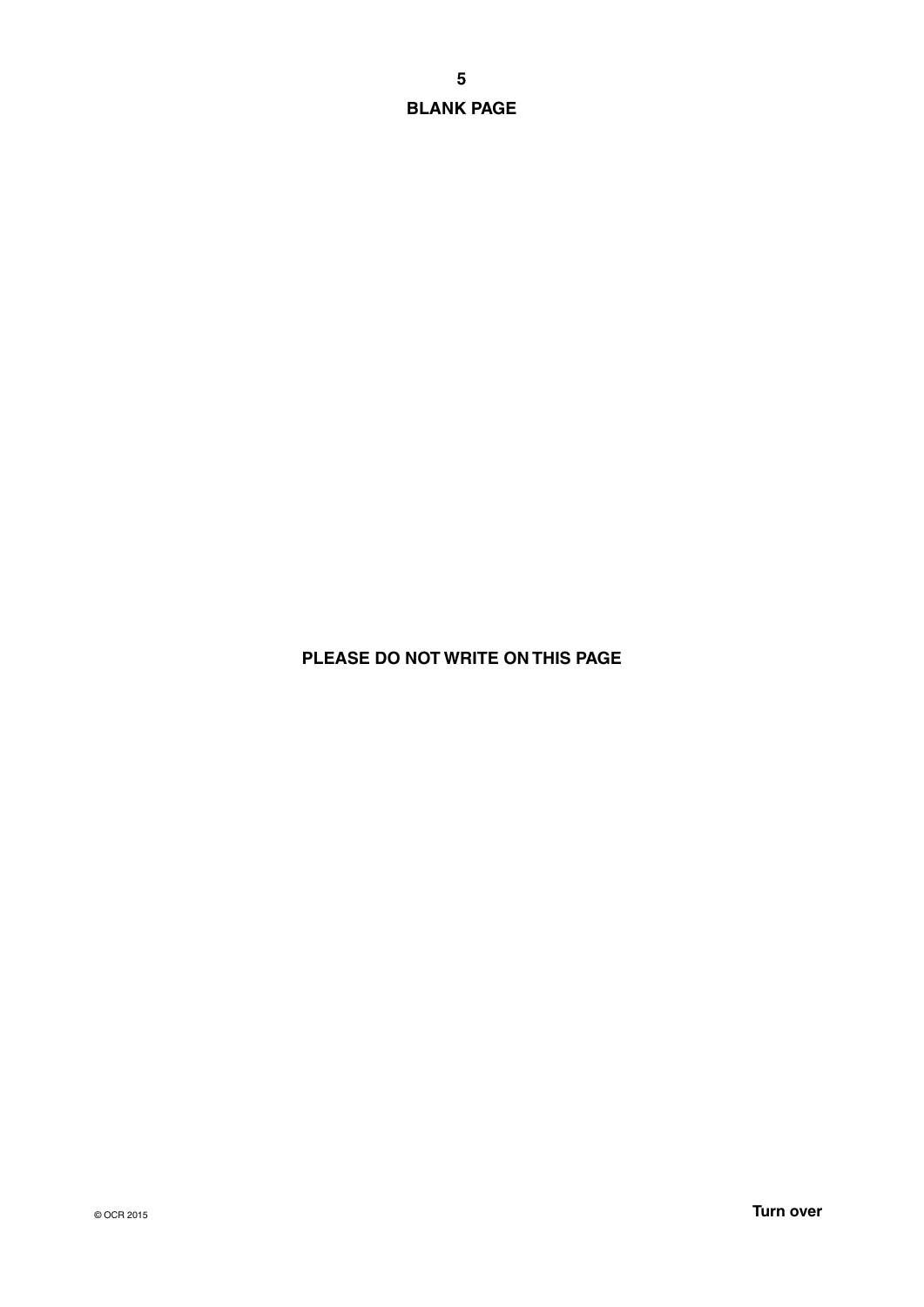**BLANK PAGE**

**PLEASE DO NOT WRITE ON THIS PAGE**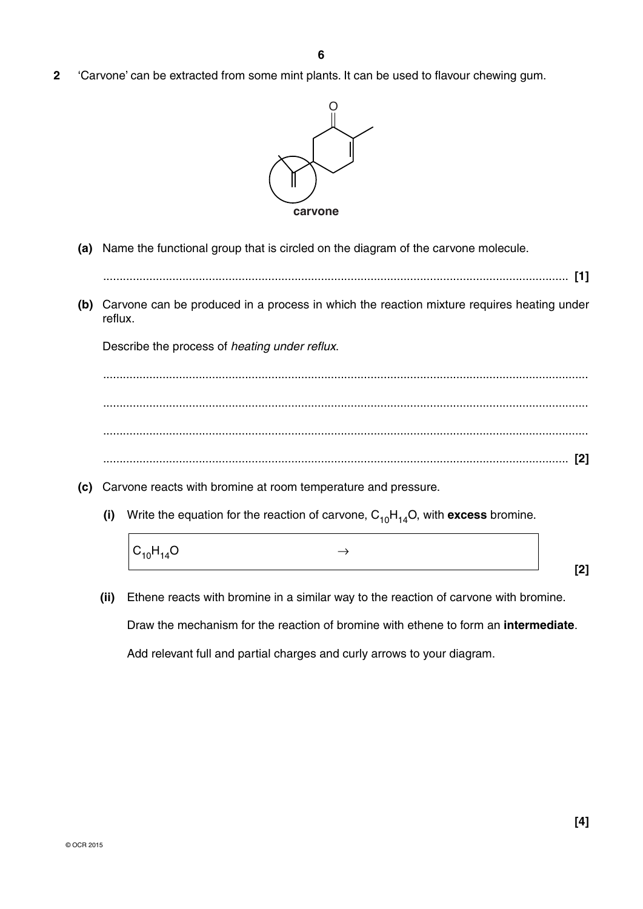2 'Carvone' can be extracted from some mint plants. It can be used to flavour chewing gum.

carvone

**(a)** Name the functional group that is circled on the diagram of the carvone molecule.

............................................................................................................................................ **[1]**

**(b)** Carvone can be produced in a process in which the reaction mixture requires heating under reflux.

Describe the process of *heating under reflux*.

..................................................................................................................................................

..................................................................................................................................................

..................................................................................................................................................

............................................................................................................................................ **[2]**

**(c)** Carvone reacts with bromine at room temperature and pressure.

**(i)** Write the equation for the reaction of carvone, $C_{10}H_{14}O$, with **excess** bromine.

$C_{10}H_{14}O$ $\rightarrow$

**[2]**

**(ii)** Ethene reacts with bromine in a similar way to the reaction of carvone with bromine.

Draw the mechanism for the reaction of bromine with ethene to form an **intermediate**.

Add relevant full and partial charges and curly arrows to your diagram.

**[4]**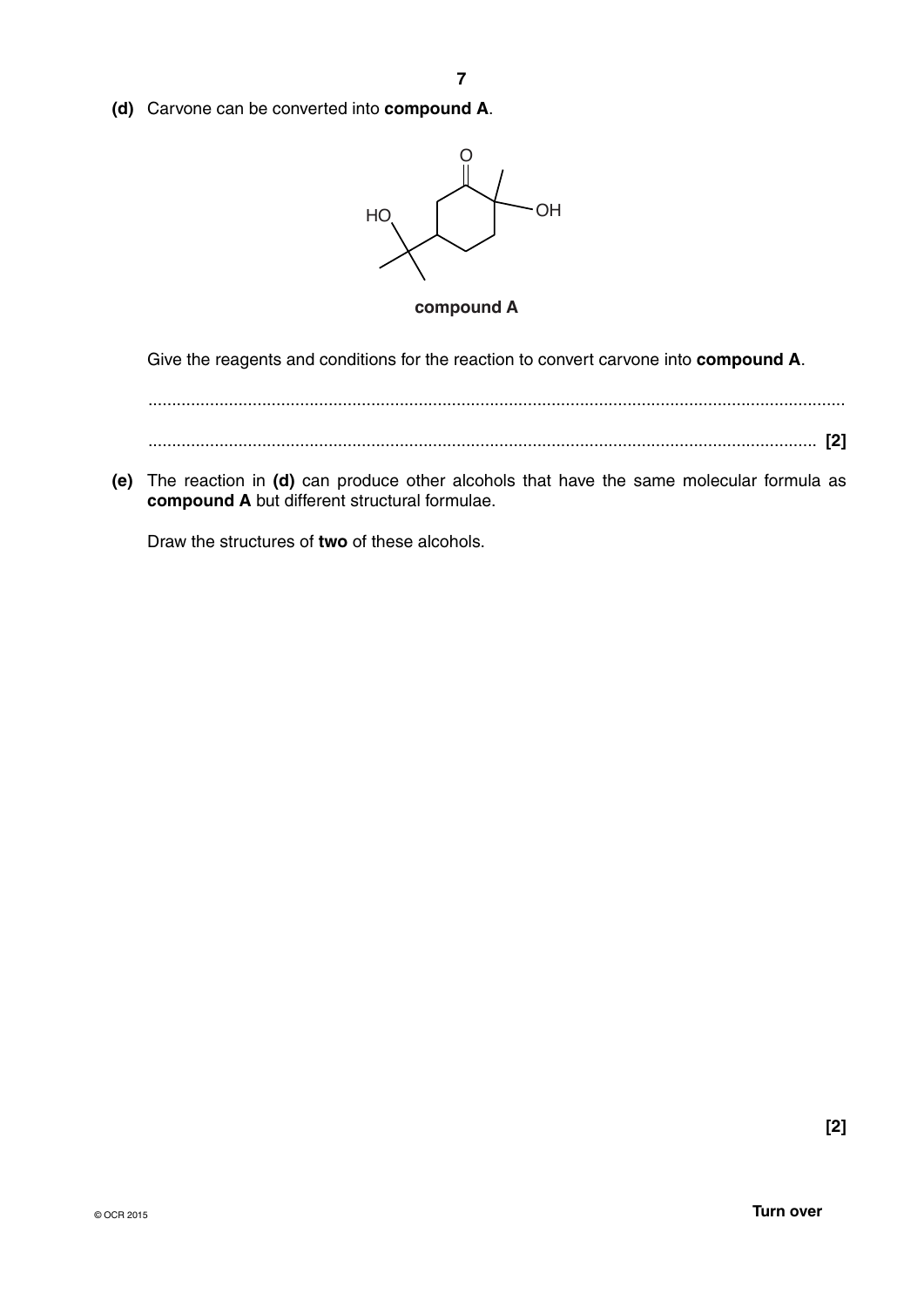**(d)** Carvone can be converted into **compound A**.

HO OH O

**compound A**

Give the reagents and conditions for the reaction to convert carvone into **compound A**.

..................................................................................................................................................

.................................................................................................................................................. **[2]**

**(e)** The reaction in **(d)** can produce other alcohols that have the same molecular formula as **compound A** but different structural formulae.

Draw the structures of **two** of these alcohols.

**[2]**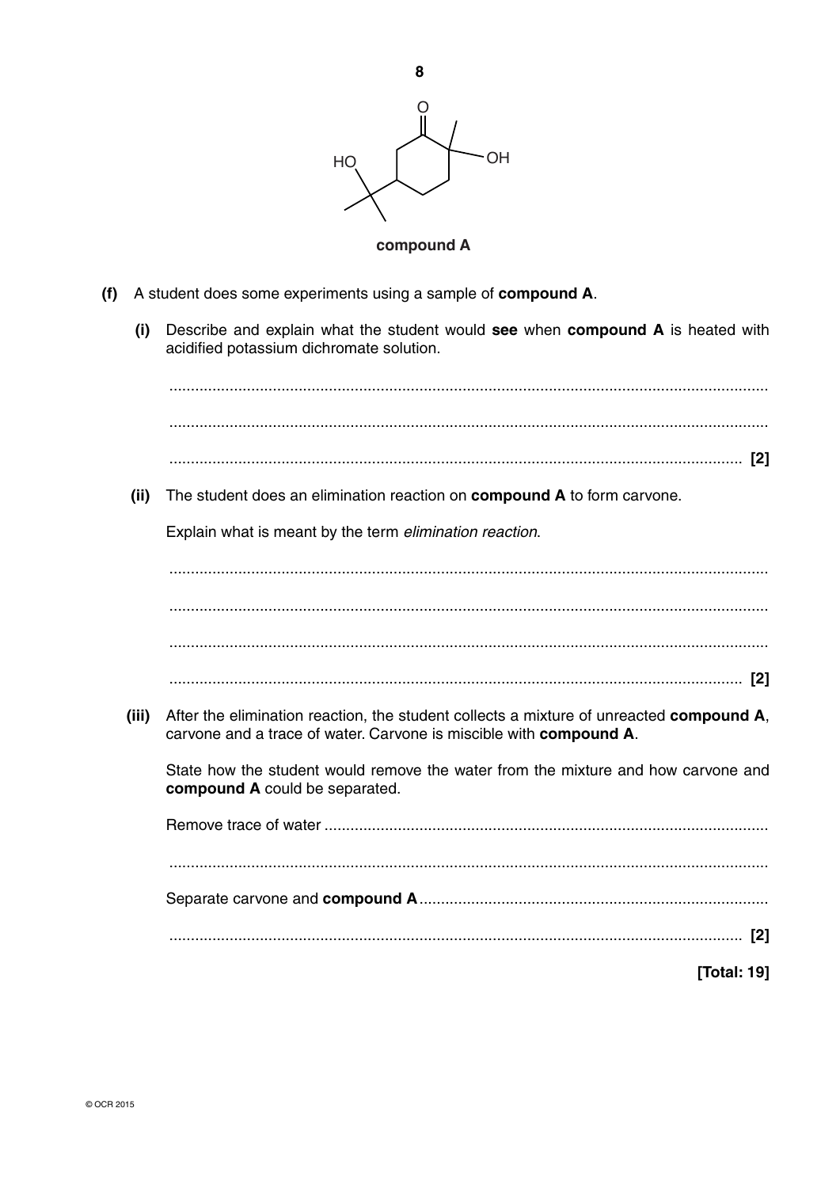HO OH O

**compound A**

**(f)** A student does some experiments using a sample of **compound A**.

**(i)** Describe and explain what the student would **see** when **compound A** is heated with acidified potassium dichromate solution.

.......................................................................................................................................

.......................................................................................................................................

....................................................................................................................................... **[2]**

**(ii)** The student does an elimination reaction on **compound A** to form carvone.

Explain what is meant by the term *elimination reaction*.

.......................................................................................................................................

.......................................................................................................................................

.......................................................................................................................................

....................................................................................................................................... **[2]**

**(iii)** After the elimination reaction, the student collects a mixture of unreacted **compound A**, carvone and a trace of water. Carvone is miscible with **compound A**.

State how the student would remove the water from the mixture and how carvone and **compound A** could be separated.

Remove trace of water .......................................................................................

.......................................................................................................................................

Separate carvone and **compound A** ................................................................

....................................................................................................................................... **[2]**

**[Total: 19]**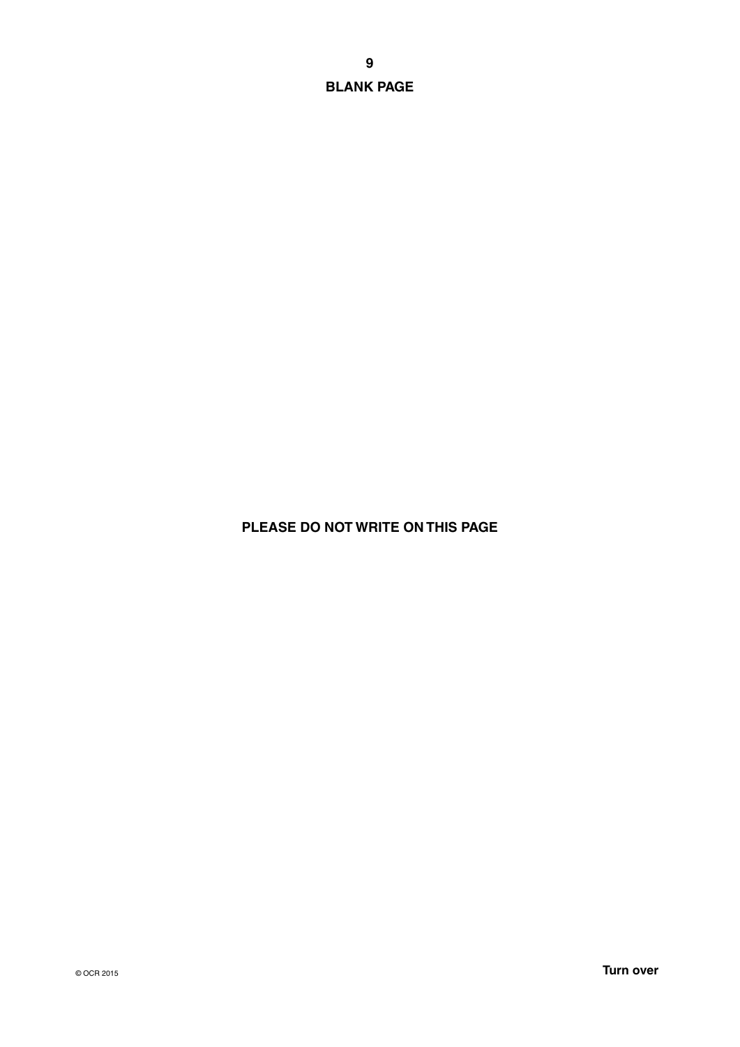**BLANK PAGE**

**PLEASE DO NOT WRITE ON THIS PAGE**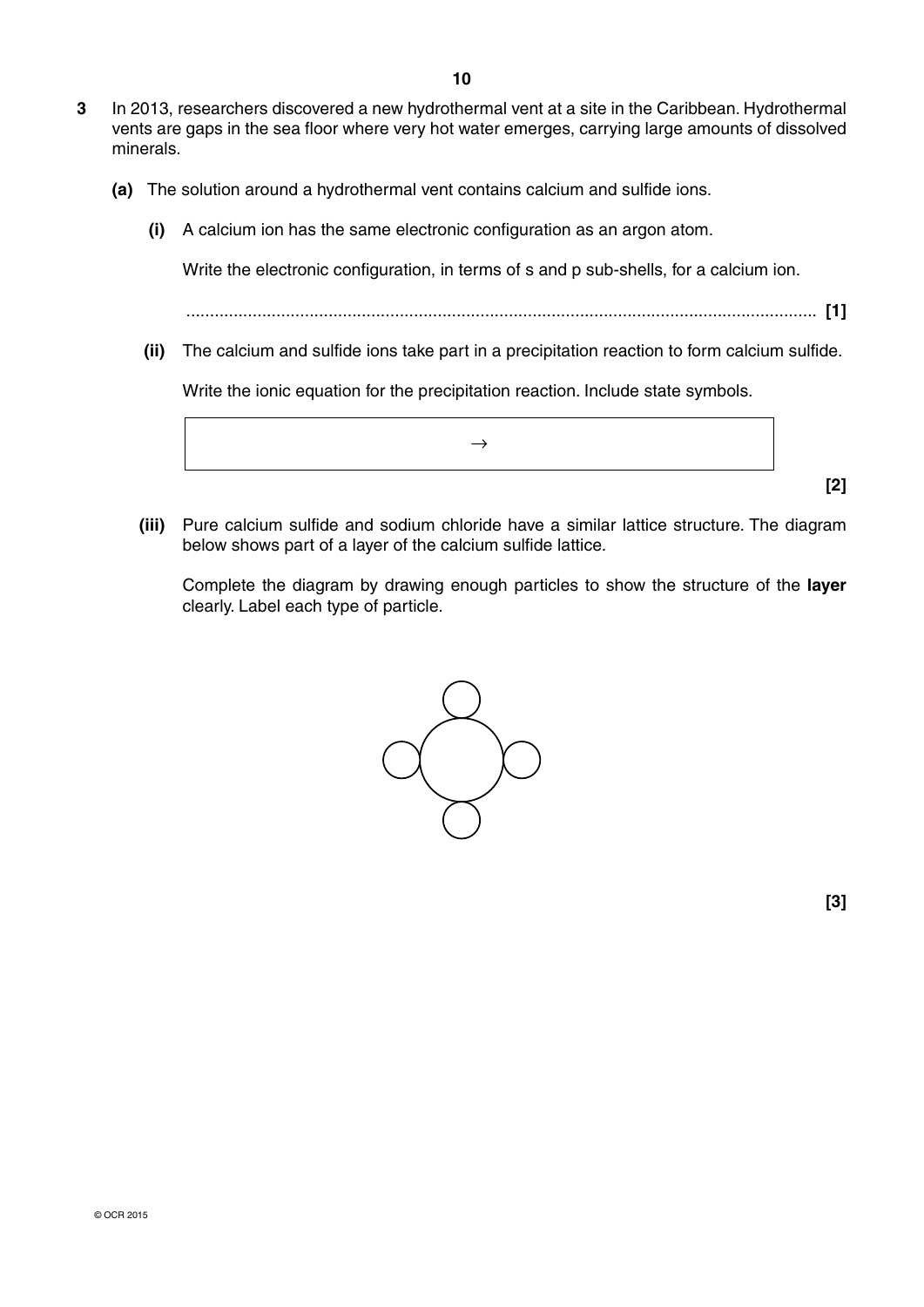**3** In 2013, researchers discovered a new hydrothermal vent at a site in the Caribbean. Hydrothermal vents are gaps in the sea floor where very hot water emerges, carrying large amounts of dissolved minerals.

**(a)** The solution around a hydrothermal vent contains calcium and sulfide ions.

**(i)** A calcium ion has the same electronic configuration as an argon atom.

Write the electronic configuration, in terms of s and p sub-shells, for a calcium ion.

.................................................................................................................................... **[1]**

**(ii)** The calcium and sulfide ions take part in a precipitation reaction to form calcium sulfide.

Write the ionic equation for the precipitation reaction. Include state symbols.

$$\rightarrow$$

**[2]**

**(iii)** Pure calcium sulfide and sodium chloride have a similar lattice structure. The diagram below shows part of a layer of the calcium sulfide lattice.

Complete the diagram by drawing enough particles to show the structure of the **layer** clearly. Label each type of particle.

**[3]**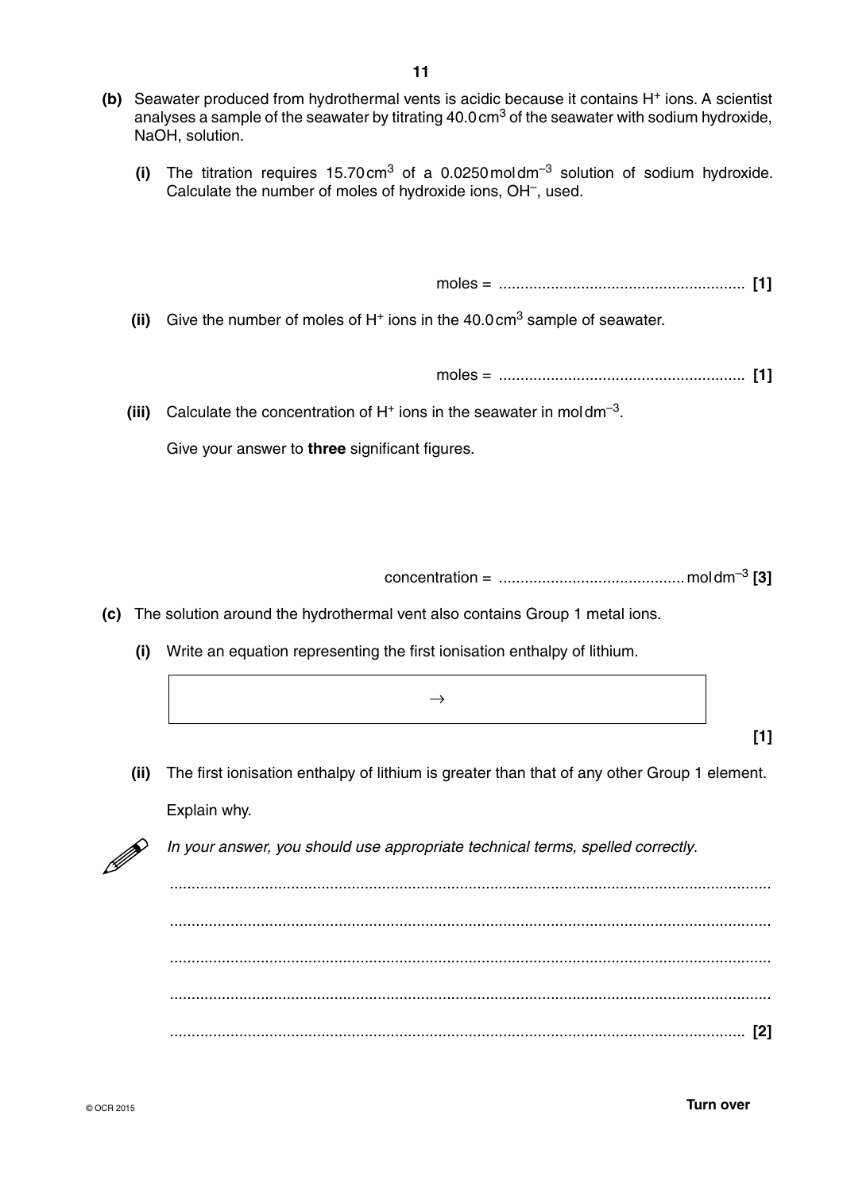**(b)** Seawater produced from hydrothermal vents is acidic because it contains $H^+$ ions. A scientist analyses a sample of the seawater by titrating $40.0\,cm^3$ of the seawater with sodium hydroxide, NaOH, solution.

**(i)** The titration requires $15.70\,cm^3$ of a $0.0250\,mol\,dm^{-3}$ solution of sodium hydroxide. Calculate the number of moles of hydroxide ions, $OH^-$, used.

moles = ........................................................ **[1]**

**(ii)** Give the number of moles of $H^+$ ions in the $40.0\,cm^3$ sample of seawater.

moles = ........................................................ **[1]**

**(iii)** Calculate the concentration of $H^+$ ions in the seawater in $mol\,dm^{-3}$.

Give your answer to **three** significant figures.

concentration = .......................................... $mol\,dm^{-3}$ **[3]**

**(c)** The solution around the hydrothermal vent also contains Group 1 metal ions.

**(i)** Write an equation representing the first ionisation enthalpy of lithium.

$\rightarrow$

**[1]**

**(ii)** The first ionisation enthalpy of lithium is greater than that of any other Group 1 element.

Explain why.

*In your answer, you should use appropriate technical terms, spelled correctly.*

..........................................................................................................................................

..........................................................................................................................................

..........................................................................................................................................

..........................................................................................................................................

.................................................................................................................................... **[2]**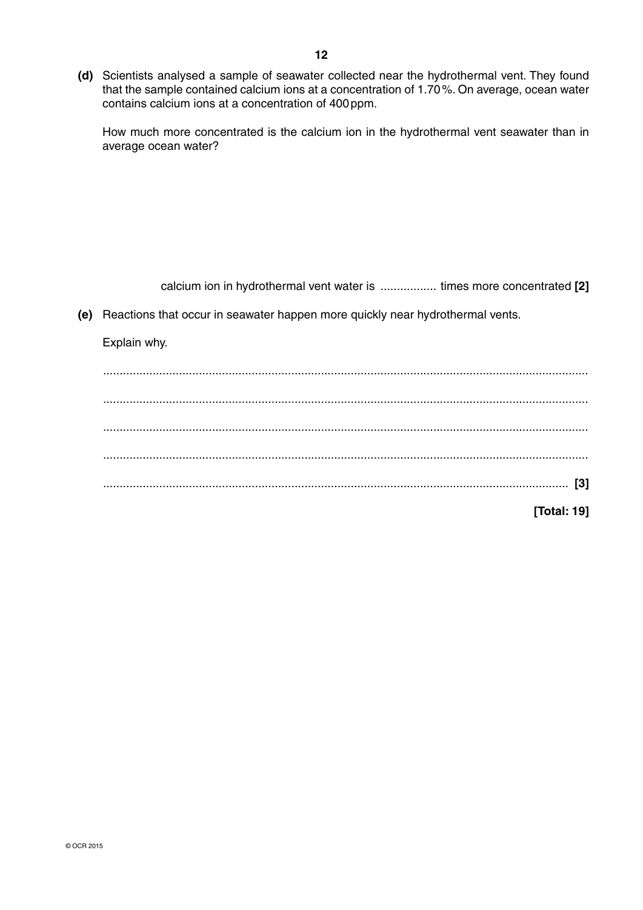**(d)** Scientists analysed a sample of seawater collected near the hydrothermal vent. They found that the sample contained calcium ions at a concentration of 1.70%. On average, ocean water contains calcium ions at a concentration of 400 ppm.

How much more concentrated is the calcium ion in the hydrothermal vent seawater than in average ocean water?

calcium ion in hydrothermal vent water is ................. times more concentrated **[2]**

**(e)** Reactions that occur in seawater happen more quickly near hydrothermal vents.

Explain why.

.................................................................................................................................................

.................................................................................................................................................

.................................................................................................................................................

.................................................................................................................................................

........................................................................................................................................... **[3]**

**[Total: 19]**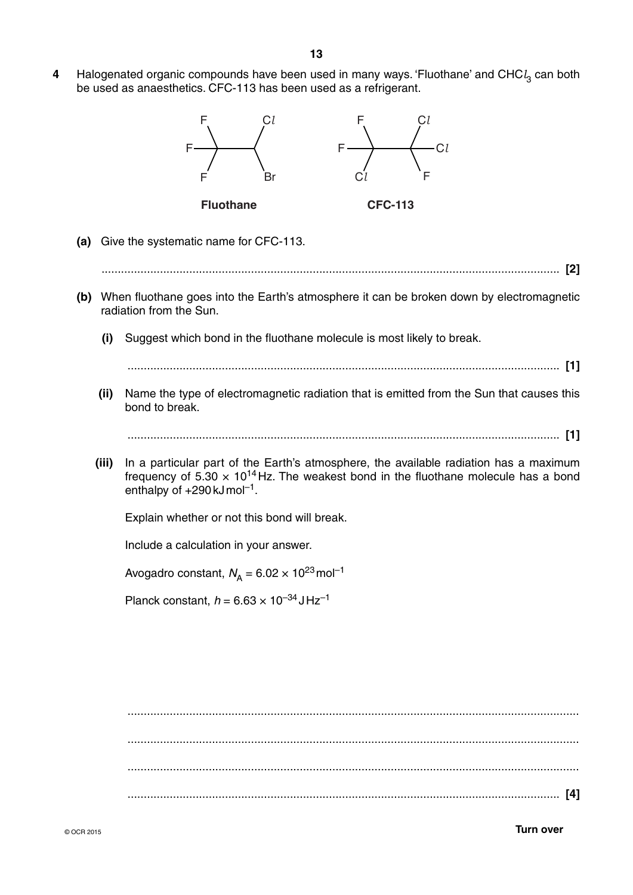**4** Halogenated organic compounds have been used in many ways. 'Fluothane' and $CHCl_3$ can both be used as anaesthetics. CFC-113 has been used as a refrigerant.

F F F Cl Br

**Fluothane**

F F Cl Cl Cl F

**CFC-113**

**(a)** Give the systematic name for CFC-113.

.................................................................................................................................... **[2]**

**(b)** When fluothane goes into the Earth's atmosphere it can be broken down by electromagnetic radiation from the Sun.

**(i)** Suggest which bond in the fluothane molecule is most likely to break.

.................................................................................................................................... **[1]**

**(ii)** Name the type of electromagnetic radiation that is emitted from the Sun that causes this bond to break.

.................................................................................................................................... **[1]**

**(iii)** In a particular part of the Earth's atmosphere, the available radiation has a maximum frequency of $5.30 \times 10^{14}$ Hz. The weakest bond in the fluothane molecule has a bond enthalpy of $+290\,\text{kJ}\,\text{mol}^{-1}$.

Explain whether or not this bond will break.

Include a calculation in your answer.

Avogadro constant, $N_A = 6.02 \times 10^{23}\,\text{mol}^{-1}$

Planck constant, $h = 6.63 \times 10^{-34}\,\text{J}\,\text{Hz}^{-1}$

....................................................................................................................................

....................................................................................................................................

....................................................................................................................................

.................................................................................................................................... **[4]**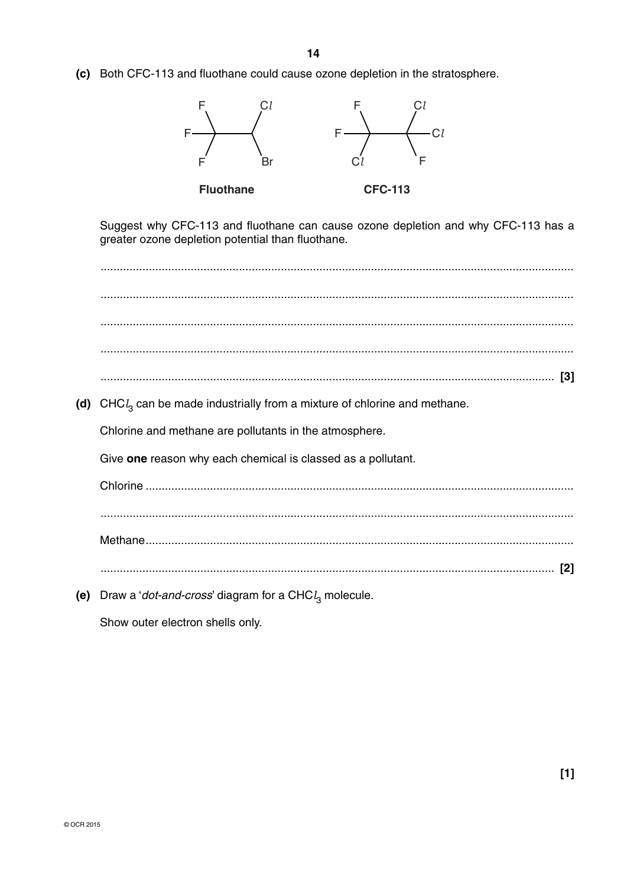**(c)** Both CFC-113 and fluothane could cause ozone depletion in the stratosphere.

Fluothane

CFC-113

Suggest why CFC-113 and fluothane can cause ozone depletion and why CFC-113 has a greater ozone depletion potential than fluothane.

..........................................................................................................................................

..........................................................................................................................................

..........................................................................................................................................

..........................................................................................................................................

.................................................................................................................................... **[3]**

**(d)** $CHCl_3$ can be made industrially from a mixture of chlorine and methane.

Chlorine and methane are pollutants in the atmosphere.

Give **one** reason why each chemical is classed as a pollutant.

Chlorine ....................................................................................................................................

..........................................................................................................................................

Methane....................................................................................................................................

.................................................................................................................................... **[2]**

**(e)** Draw a '*dot-and-cross*' diagram for a $CHCl_3$ molecule.

Show outer electron shells only.

**[1]**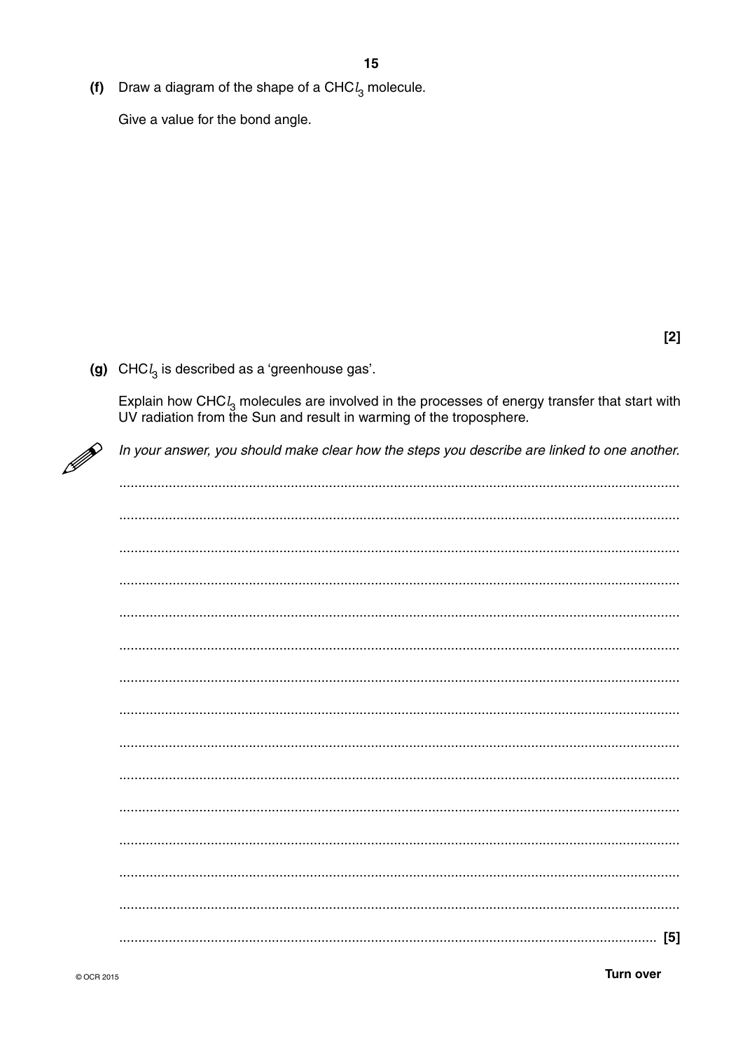**(f)** Draw a diagram of the shape of a $CHCl_3$ molecule.

Give a value for the bond angle.

**[2]**

**(g)** $CHCl_3$ is described as a 'greenhouse gas'.

Explain how $CHCl_3$ molecules are involved in the processes of energy transfer that start with UV radiation from the Sun and result in warming of the troposphere.

*In your answer, you should make clear how the steps you describe are linked to one another.*

..................................................................................................................................

..................................................................................................................................

..................................................................................................................................

..................................................................................................................................

..................................................................................................................................

..................................................................................................................................

..................................................................................................................................

..................................................................................................................................

..................................................................................................................................

..................................................................................................................................

..................................................................................................................................

..................................................................................................................................

..................................................................................................................................

..................................................................................................................................

.................................................................................................................................. **[5]**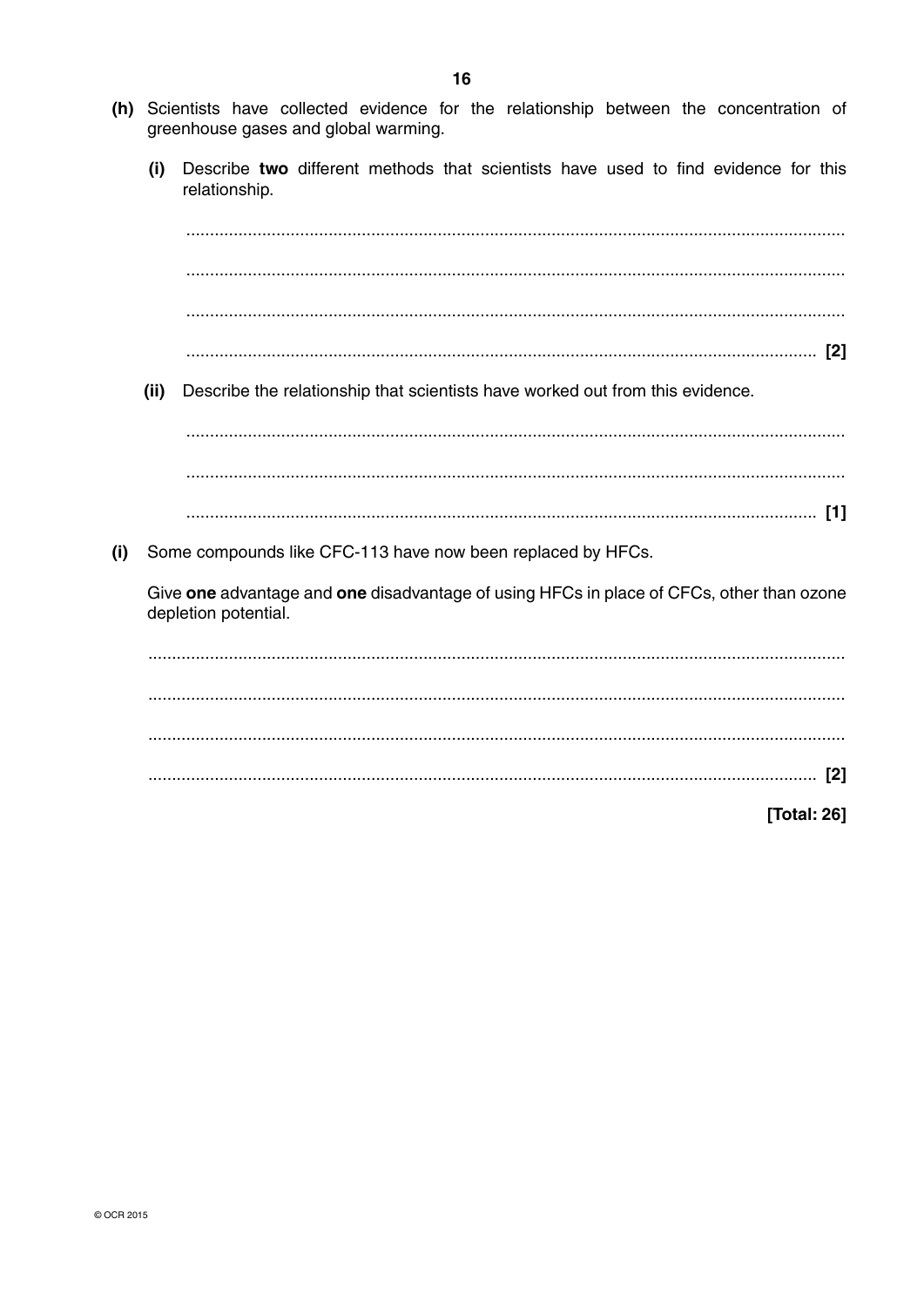**(h)** Scientists have collected evidence for the relationship between the concentration of greenhouse gases and global warming.

**(i)** Describe **two** different methods that scientists have used to find evidence for this relationship.

..........................................................................................................................................

..........................................................................................................................................

..........................................................................................................................................

.................................................................................................................................... [2]

**(ii)** Describe the relationship that scientists have worked out from this evidence.

..........................................................................................................................................

..........................................................................................................................................

.................................................................................................................................... [1]

**(i)** Some compounds like CFC-113 have now been replaced by HFCs.

Give **one** advantage and **one** disadvantage of using HFCs in place of CFCs, other than ozone depletion potential.

..........................................................................................................................................

..........................................................................................................................................

..........................................................................................................................................

.................................................................................................................................... [2]

**[Total: 26]**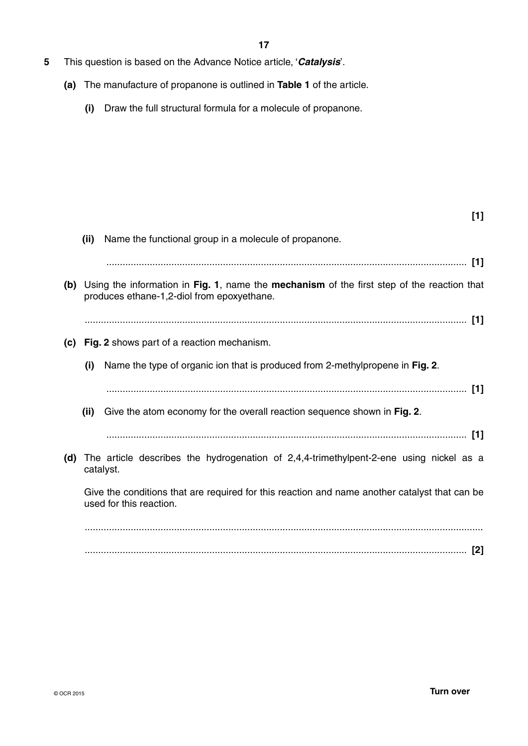**5** This question is based on the Advance Notice article, '***Catalysis***'.

**(a)** The manufacture of propanone is outlined in **Table 1** of the article.

**(i)** Draw the full structural formula for a molecule of propanone.

**[1]**

**(ii)** Name the functional group in a molecule of propanone.

............................................................................................................................ **[1]**

**(b)** Using the information in **Fig. 1**, name the **mechanism** of the first step of the reaction that produces ethane-1,2-diol from epoxyethane.

.................................................................................................................................... **[1]**

**(c)** **Fig. 2** shows part of a reaction mechanism.

**(i)** Name the type of organic ion that is produced from 2-methylpropene in **Fig. 2**.

............................................................................................................................ **[1]**

**(ii)** Give the atom economy for the overall reaction sequence shown in **Fig. 2**.

............................................................................................................................ **[1]**

**(d)** The article describes the hydrogenation of 2,4,4-trimethylpent-2-ene using nickel as a catalyst.

Give the conditions that are required for this reaction and name another catalyst that can be used for this reaction.

....................................................................................................................................

.................................................................................................................................... **[2]**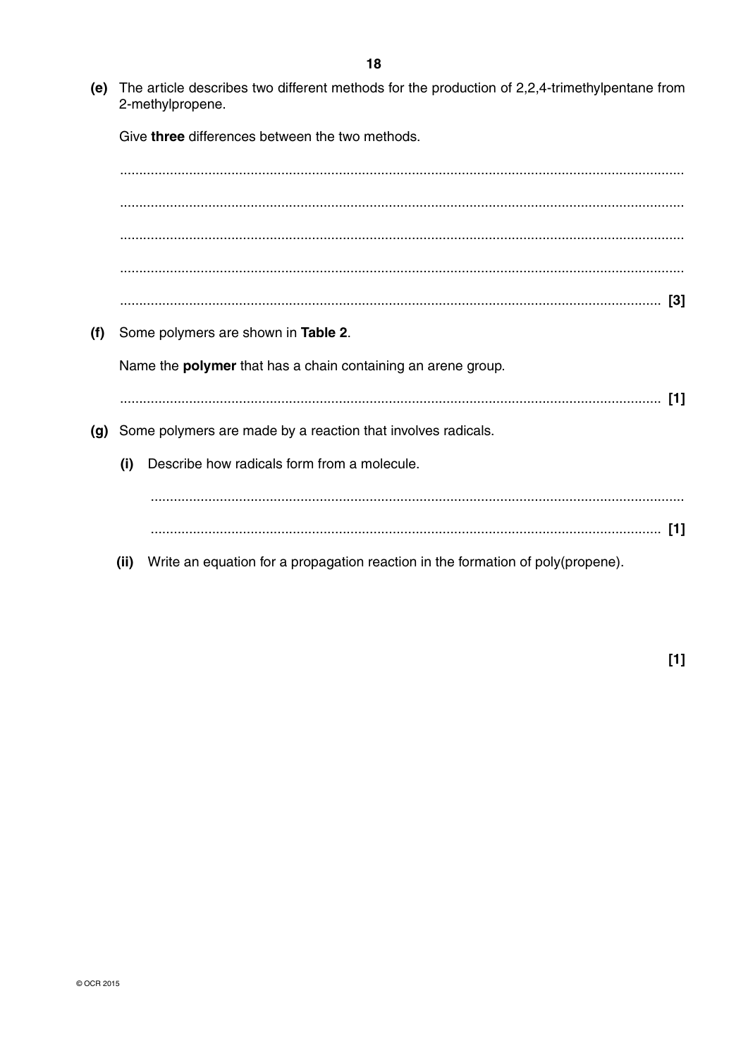**(e)** The article describes two different methods for the production of 2,2,4-trimethylpentane from 2-methylpropene.

Give **three** differences between the two methods.

..........................................................................................................................................

..........................................................................................................................................

..........................................................................................................................................

..........................................................................................................................................

.................................................................................................................................. [3]

**(f)** Some polymers are shown in **Table 2**.

Name the **polymer** that has a chain containing an arene group.

.................................................................................................................................. [1]

**(g)** Some polymers are made by a reaction that involves radicals.

**(i)** Describe how radicals form from a molecule.

..........................................................................................................................................

.................................................................................................................................. [1]

**(ii)** Write an equation for a propagation reaction in the formation of poly(propene).

[1]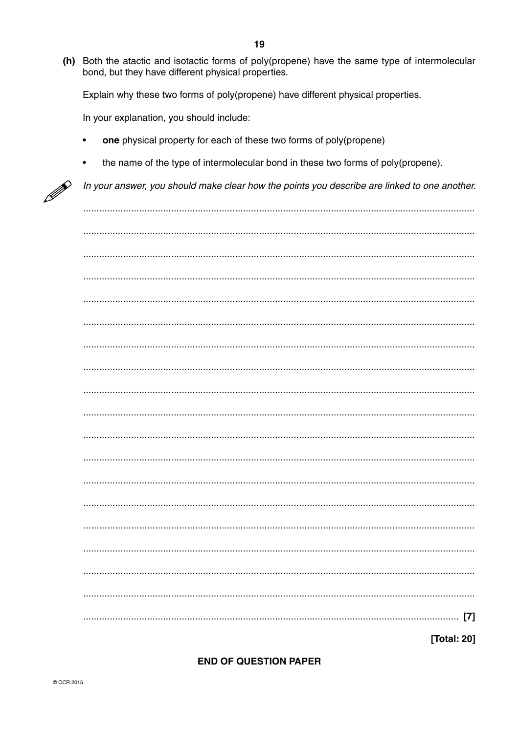(h) Both the atactic and isotactic forms of poly(propene) have the same type of intermolecular bond, but they have different physical properties.

Explain why these two forms of poly(propene) have different physical properties.

In your explanation, you should include:

- **one** physical property for each of these two forms of poly(propene)
- the name of the type of intermolecular bond in these two forms of poly(propene).

*In your answer, you should make clear how the points you describe are linked to one another.*

...................................................................................................................................................

...................................................................................................................................................

...................................................................................................................................................

...................................................................................................................................................

...................................................................................................................................................

...................................................................................................................................................

...................................................................................................................................................

...................................................................................................................................................

...................................................................................................................................................

...................................................................................................................................................

...................................................................................................................................................

...................................................................................................................................................

...................................................................................................................................................

...................................................................................................................................................

...................................................................................................................................................

...................................................................................................................................................

...................................................................................................................................................

...................................................................................................................................................

............................................................................................................................................. [7]

[Total: 20]

**END OF QUESTION PAPER**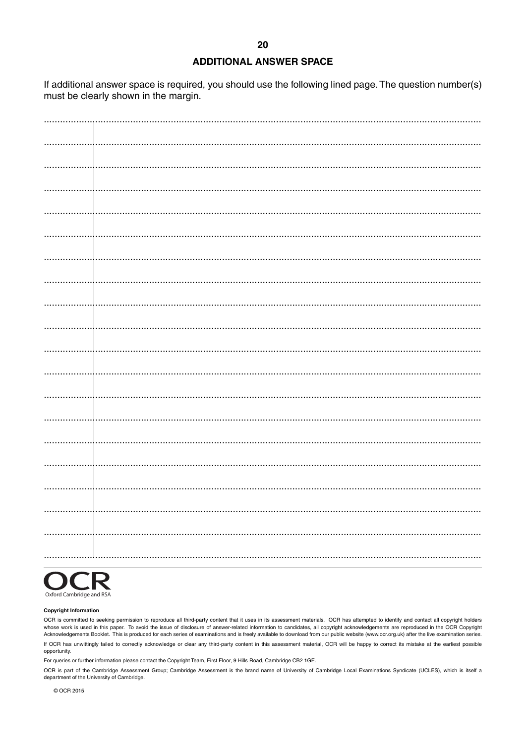## ADDITIONAL ANSWER SPACE

If additional answer space is required, you should use the following lined page. The question number(s) must be clearly shown in the margin.

OCR
Oxford Cambridge and RSA

**Copyright Information**

OCR is committed to seeking permission to reproduce all third-party content that it uses in its assessment materials. OCR has attempted to identify and contact all copyright holders whose work is used in this paper. To avoid the issue of disclosure of answer-related information to candidates, all copyright acknowledgements are reproduced in the OCR Copyright Acknowledgements Booklet. This is produced for each series of examinations and is freely available to download from our public website (www.ocr.org.uk) after the live examination series.

If OCR has unwittingly failed to correctly acknowledge or clear any third-party content in this assessment material, OCR will be happy to correct its mistake at the earliest possible opportunity.

For queries or further information please contact the Copyright Team, First Floor, 9 Hills Road, Cambridge CB2 1GE.

OCR is part of the Cambridge Assessment Group; Cambridge Assessment is the brand name of University of Cambridge Local Examinations Syndicate (UCLES), which is itself a department of the University of Cambridge.

© OCR 2015